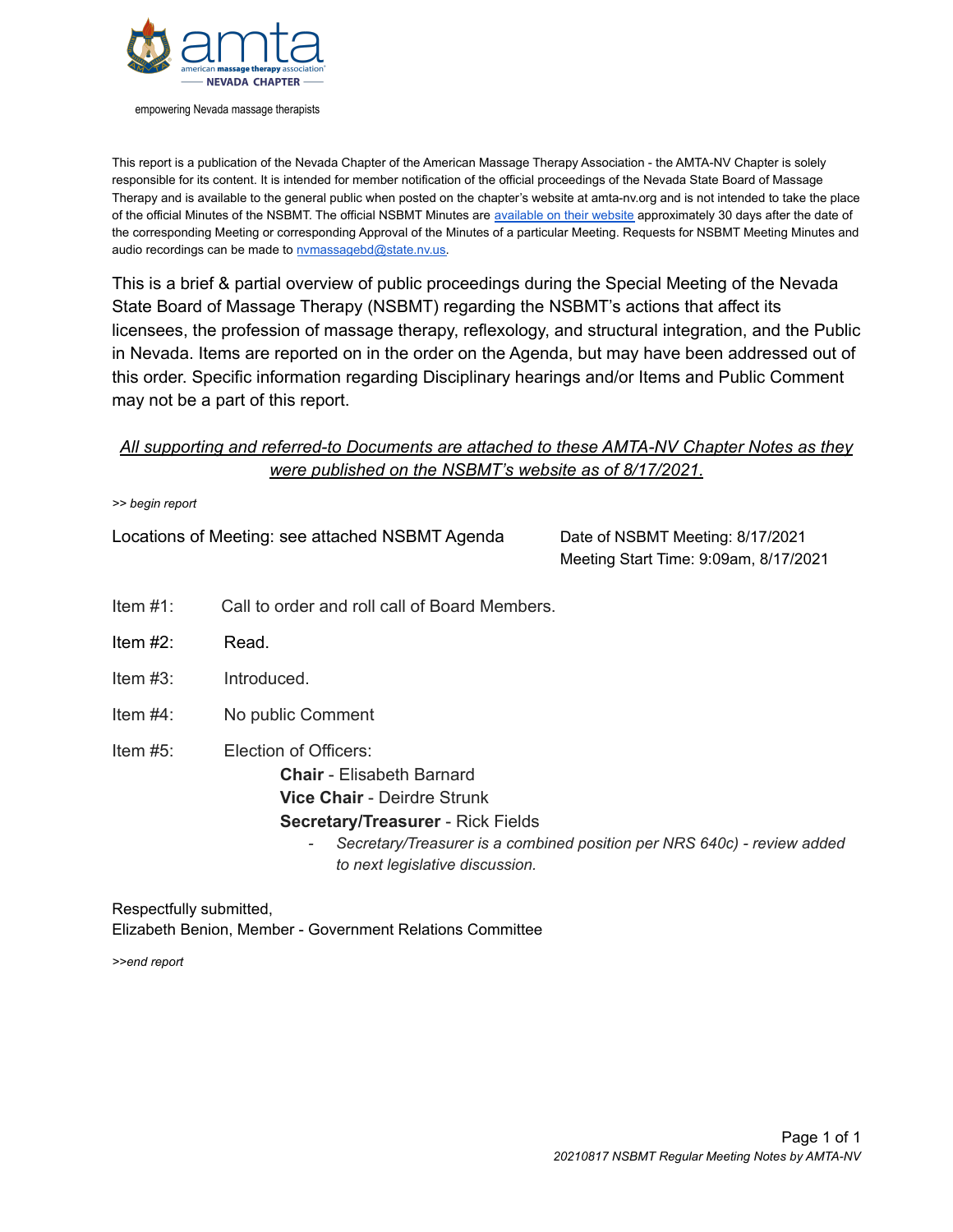empowering Nevada massage therapists

This report is a publication of the Nevada Chapter of the American Massage Therapy Association - the AMTA-NV Chapter is solely responsible for its content. It is intended for member notification of the official proceedings of the Nevada State Board of Massage Therapy and is available to the general public when posted on the chapter's website at amta-nv.org and is not intended to take the place of the official Minutes of the NSBMT. The official NSBMT Minutes are [available on their website](#) approximately 30 days after the date of the corresponding Meeting or corresponding Approval of the Minutes of a particular Meeting. Requests for NSBMT Meeting Minutes and audio recordings can be made to nvmassagebd@state.nv.us.

This is a brief & partial overview of public proceedings during the Special Meeting of the Nevada State Board of Massage Therapy (NSBMT) regarding the NSBMT's actions that affect its licensees, the profession of massage therapy, reflexology, and structural integration, and the Public in Nevada. Items are reported on in the order on the Agenda, but may have been addressed out of this order. Specific information regarding Disciplinary hearings and/or Items and Public Comment may not be a part of this report.

*All supporting and referred-to Documents are attached to these AMTA-NV Chapter Notes as they were published on the NSBMT's website as of 8/17/2021.*

*>> begin report*

Locations of Meeting: see attached NSBMT Agenda

Date of NSBMT Meeting: 8/17/2021
Meeting Start Time: 9:09am, 8/17/2021

Item #1: Call to order and roll call of Board Members.

Item #2: Read.

Item #3: Introduced.

Item #4: No public Comment

Item #5: Election of Officers:

- **Chair** - Elisabeth Barnard
- **Vice Chair** - Deirdre Strunk
- **Secretary/Treasurer** - Rick Fields
  - *Secretary/Treasurer is a combined position per NRS 640c) - review added to next legislative discussion.*

Respectfully submitted,
Elizabeth Benion, Member - Government Relations Committee

*>>end report*

*20210817 NSBMT Regular Meeting Notes by AMTA-NV*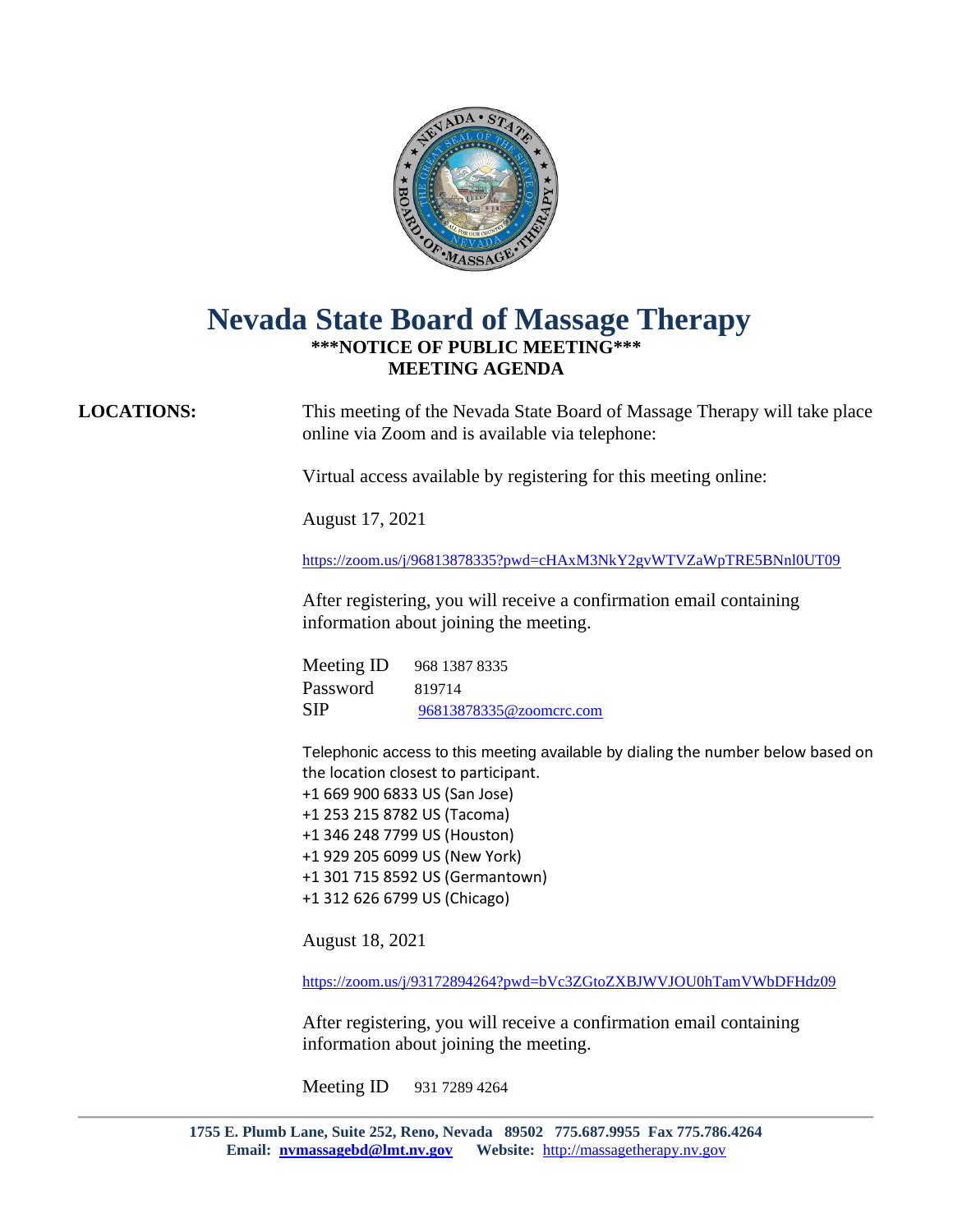# Nevada State Board of Massage Therapy

**\*\*\*NOTICE OF PUBLIC MEETING\*\*\***
**MEETING AGENDA**

**LOCATIONS:** This meeting of the Nevada State Board of Massage Therapy will take place online via Zoom and is available via telephone:

Virtual access available by registering for this meeting online:

August 17, 2021

https://zoom.us/j/96813878335?pwd=cHAxM3NkY2gvWTVZaWpTRE5BNnl0UT09

After registering, you will receive a confirmation email containing information about joining the meeting.

Meeting ID 968 1387 8335
Password 819714
SIP 96813878335@zoomcrc.com

Telephonic access to this meeting available by dialing the number below based on the location closest to participant.
+1 669 900 6833 US (San Jose)
+1 253 215 8782 US (Tacoma)
+1 346 248 7799 US (Houston)
+1 929 205 6099 US (New York)
+1 301 715 8592 US (Germantown)
+1 312 626 6799 US (Chicago)

August 18, 2021

https://zoom.us/j/93172894264?pwd=bVc3ZGtoZXBJWVJOU0hTamVWbDFHdz09

After registering, you will receive a confirmation email containing information about joining the meeting.

Meeting ID 931 7289 4264

**1755 E. Plumb Lane, Suite 252, Reno, Nevada 89502 775.687.9955 Fax 775.786.4264**
**Email: nvmassagebd@lmt.nv.gov Website: http://massagetherapy.nv.gov**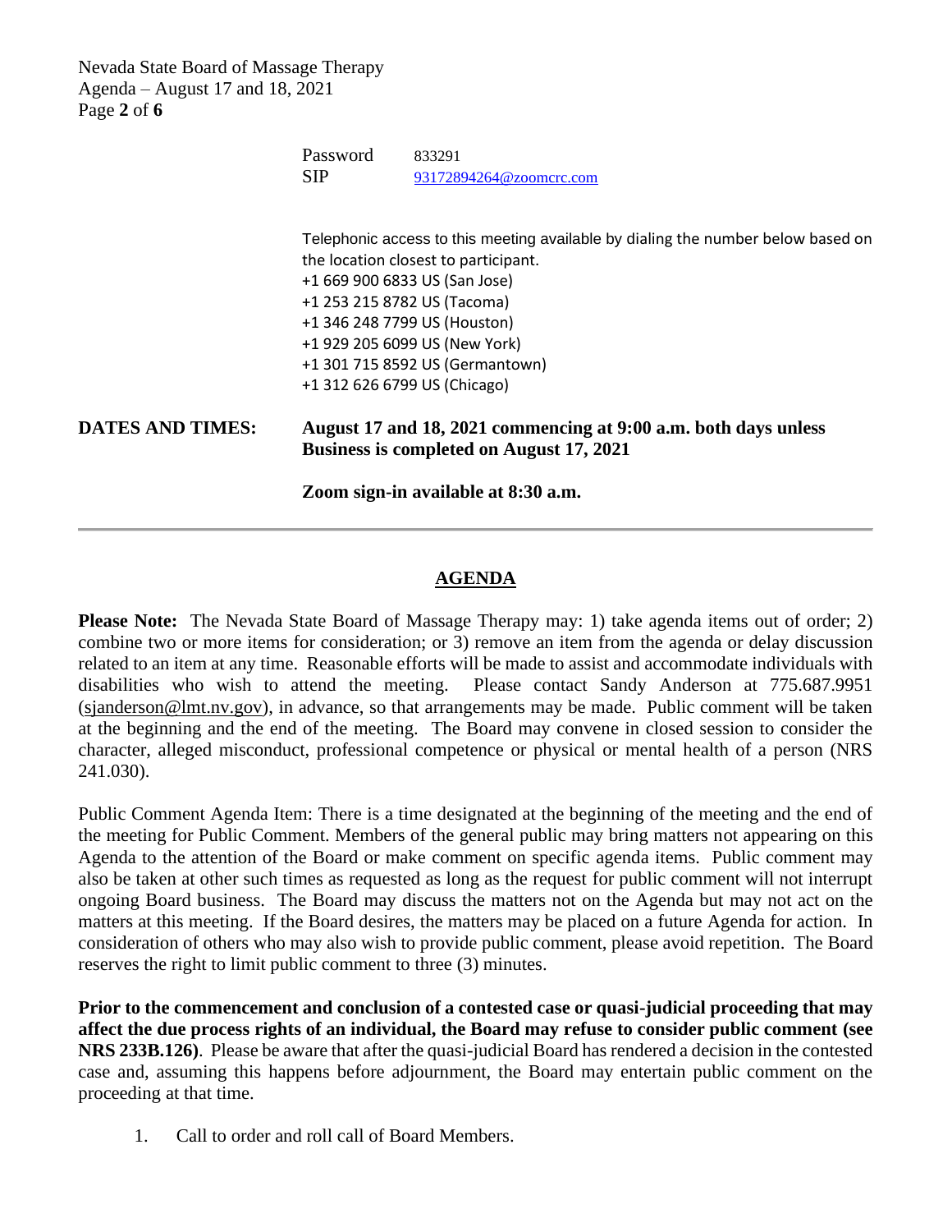| | | |
|---|---|---|
| | Password | 833291 |
| | SIP | 93172894264@zoomcrc.com |

Telephonic access to this meeting available by dialing the number below based on the location closest to participant.
+1 669 900 6833 US (San Jose)
+1 253 215 8782 US (Tacoma)
+1 346 248 7799 US (Houston)
+1 929 205 6099 US (New York)
+1 301 715 8592 US (Germantown)
+1 312 626 6799 US (Chicago)

**DATES AND TIMES:** **August 17 and 18, 2021 commencing at 9:00 a.m. both days unless Business is completed on August 17, 2021**

**Zoom sign-in available at 8:30 a.m.**

---

## AGENDA

**Please Note:** The Nevada State Board of Massage Therapy may: 1) take agenda items out of order; 2) combine two or more items for consideration; or 3) remove an item from the agenda or delay discussion related to an item at any time. Reasonable efforts will be made to assist and accommodate individuals with disabilities who wish to attend the meeting. Please contact Sandy Anderson at 775.687.9951 (sjanderson@lmt.nv.gov), in advance, so that arrangements may be made. Public comment will be taken at the beginning and the end of the meeting. The Board may convene in closed session to consider the character, alleged misconduct, professional competence or physical or mental health of a person (NRS 241.030).

Public Comment Agenda Item: There is a time designated at the beginning of the meeting and the end of the meeting for Public Comment. Members of the general public may bring matters not appearing on this Agenda to the attention of the Board or make comment on specific agenda items. Public comment may also be taken at other such times as requested as long as the request for public comment will not interrupt ongoing Board business. The Board may discuss the matters not on the Agenda but may not act on the matters at this meeting. If the Board desires, the matters may be placed on a future Agenda for action. In consideration of others who may also wish to provide public comment, please avoid repetition. The Board reserves the right to limit public comment to three (3) minutes.

**Prior to the commencement and conclusion of a contested case or quasi-judicial proceeding that may affect the due process rights of an individual, the Board may refuse to consider public comment (see NRS 233B.126)**. Please be aware that after the quasi-judicial Board has rendered a decision in the contested case and, assuming this happens before adjournment, the Board may entertain public comment on the proceeding at that time.

1. Call to order and roll call of Board Members.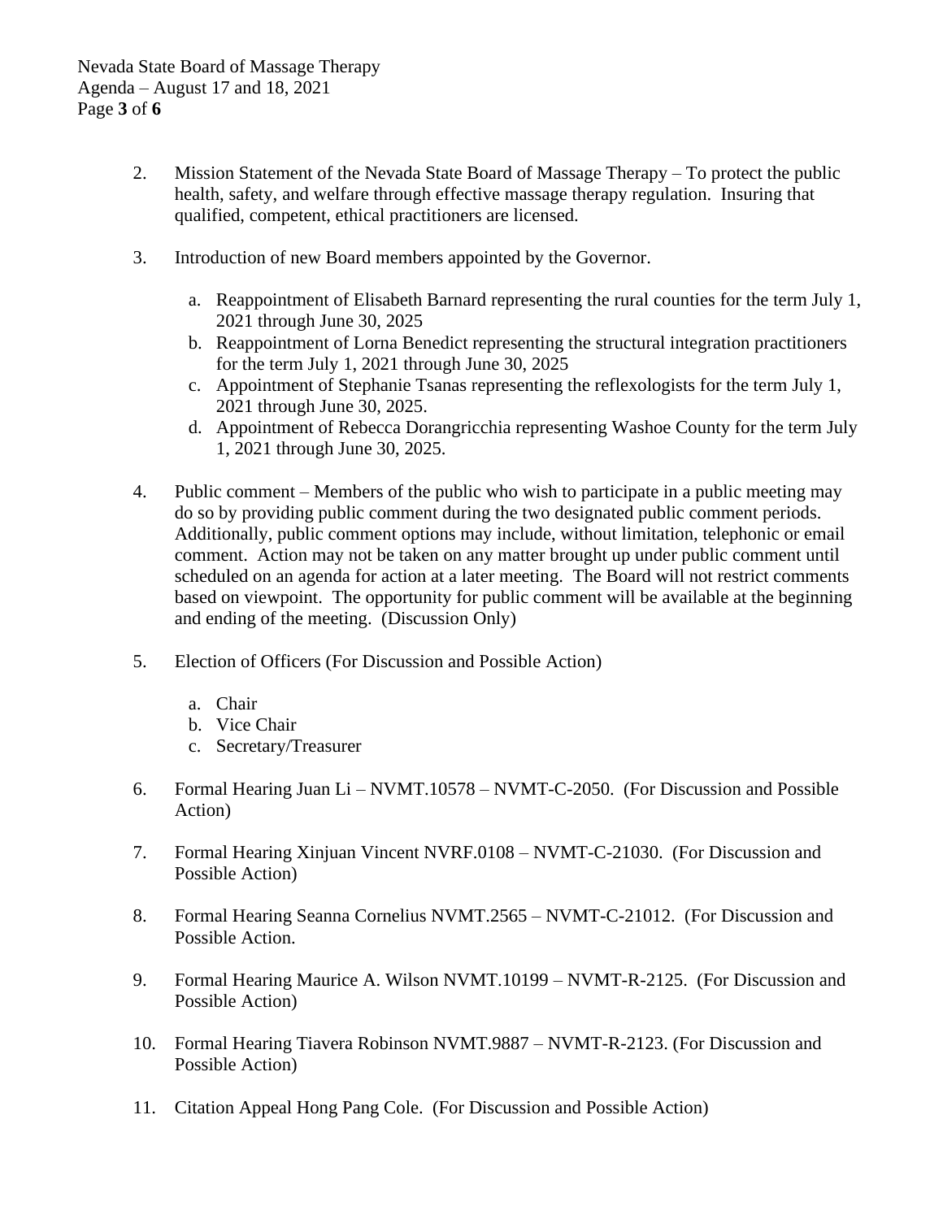2. Mission Statement of the Nevada State Board of Massage Therapy – To protect the public health, safety, and welfare through effective massage therapy regulation. Insuring that qualified, competent, ethical practitioners are licensed.

3. Introduction of new Board members appointed by the Governor.

   a. Reappointment of Elisabeth Barnard representing the rural counties for the term July 1, 2021 through June 30, 2025
   b. Reappointment of Lorna Benedict representing the structural integration practitioners for the term July 1, 2021 through June 30, 2025
   c. Appointment of Stephanie Tsanas representing the reflexologists for the term July 1, 2021 through June 30, 2025.
   d. Appointment of Rebecca Dorangricchia representing Washoe County for the term July 1, 2021 through June 30, 2025.

4. Public comment – Members of the public who wish to participate in a public meeting may do so by providing public comment during the two designated public comment periods. Additionally, public comment options may include, without limitation, telephonic or email comment. Action may not be taken on any matter brought up under public comment until scheduled on an agenda for action at a later meeting. The Board will not restrict comments based on viewpoint. The opportunity for public comment will be available at the beginning and ending of the meeting. (Discussion Only)

5. Election of Officers (For Discussion and Possible Action)

   a. Chair
   b. Vice Chair
   c. Secretary/Treasurer

6. Formal Hearing Juan Li – NVMT.10578 – NVMT-C-2050. (For Discussion and Possible Action)

7. Formal Hearing Xinjuan Vincent NVRF.0108 – NVMT-C-21030. (For Discussion and Possible Action)

8. Formal Hearing Seanna Cornelius NVMT.2565 – NVMT-C-21012. (For Discussion and Possible Action.

9. Formal Hearing Maurice A. Wilson NVMT.10199 – NVMT-R-2125. (For Discussion and Possible Action)

10. Formal Hearing Tiavera Robinson NVMT.9887 – NVMT-R-2123. (For Discussion and Possible Action)

11. Citation Appeal Hong Pang Cole. (For Discussion and Possible Action)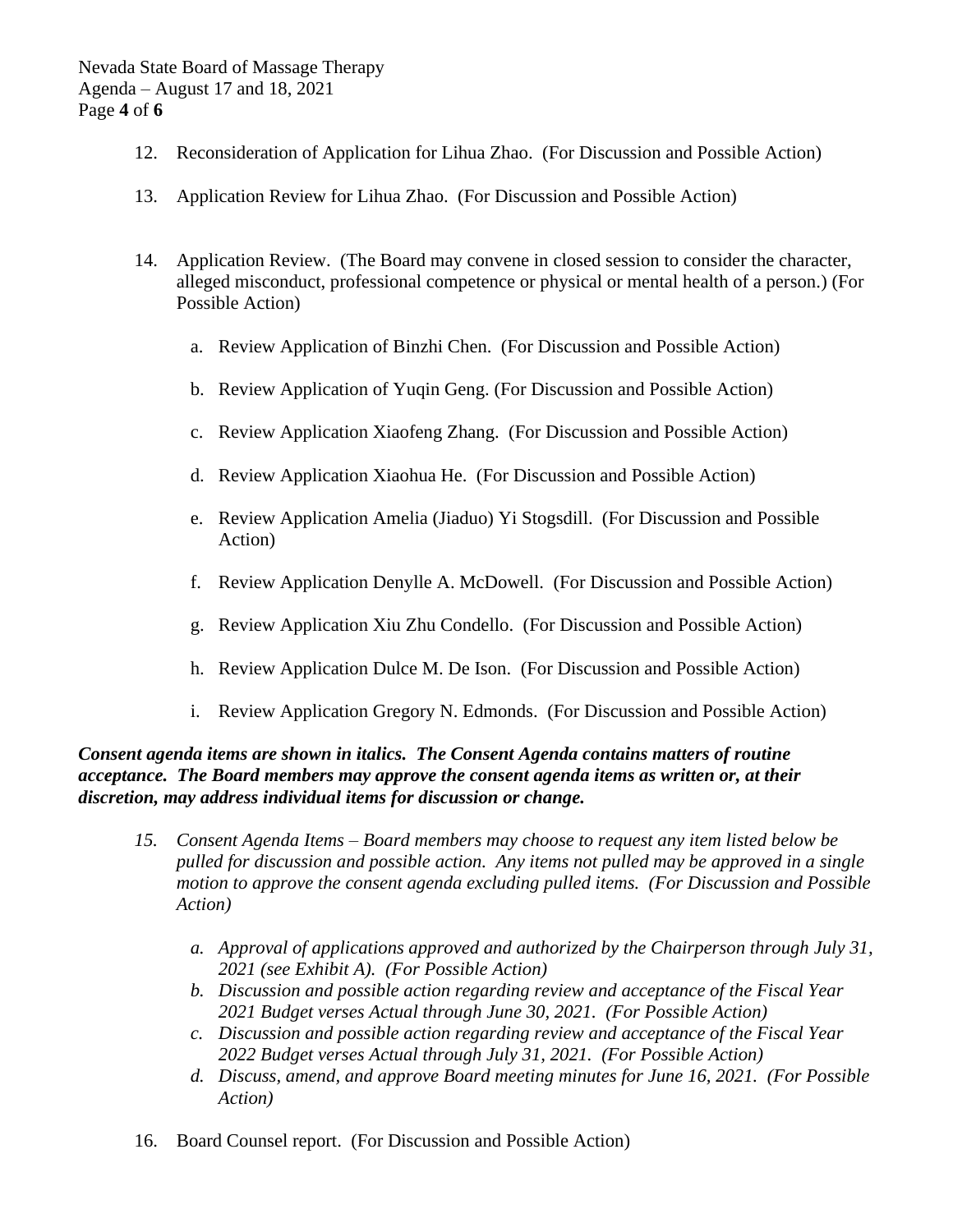12. Reconsideration of Application for Lihua Zhao. (For Discussion and Possible Action)

13. Application Review for Lihua Zhao. (For Discussion and Possible Action)

14. Application Review. (The Board may convene in closed session to consider the character, alleged misconduct, professional competence or physical or mental health of a person.) (For Possible Action)

    a. Review Application of Binzhi Chen. (For Discussion and Possible Action)

    b. Review Application of Yuqin Geng. (For Discussion and Possible Action)

    c. Review Application Xiaofeng Zhang. (For Discussion and Possible Action)

    d. Review Application Xiaohua He. (For Discussion and Possible Action)

    e. Review Application Amelia (Jiaduo) Yi Stogsdill. (For Discussion and Possible Action)

    f. Review Application Denylle A. McDowell. (For Discussion and Possible Action)

    g. Review Application Xiu Zhu Condello. (For Discussion and Possible Action)

    h. Review Application Dulce M. De Ison. (For Discussion and Possible Action)

    i. Review Application Gregory N. Edmonds. (For Discussion and Possible Action)

***Consent agenda items are shown in italics. The Consent Agenda contains matters of routine acceptance. The Board members may approve the consent agenda items as written or, at their discretion, may address individual items for discussion or change.***

15. *Consent Agenda Items – Board members may choose to request any item listed below be pulled for discussion and possible action. Any items not pulled may be approved in a single motion to approve the consent agenda excluding pulled items. (For Discussion and Possible Action)*

    a. *Approval of applications approved and authorized by the Chairperson through July 31, 2021 (see Exhibit A). (For Possible Action)*
    b. *Discussion and possible action regarding review and acceptance of the Fiscal Year 2021 Budget verses Actual through June 30, 2021. (For Possible Action)*
    c. *Discussion and possible action regarding review and acceptance of the Fiscal Year 2022 Budget verses Actual through July 31, 2021. (For Possible Action)*
    d. *Discuss, amend, and approve Board meeting minutes for June 16, 2021. (For Possible Action)*

16. Board Counsel report. (For Discussion and Possible Action)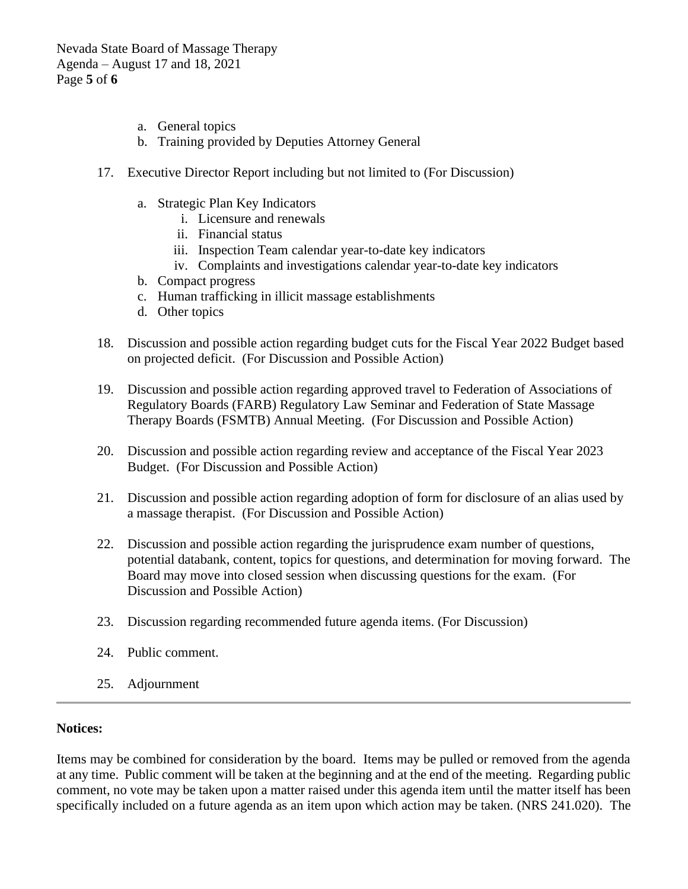a. General topics
   b. Training provided by Deputies Attorney General

17. Executive Director Report including but not limited to (For Discussion)

   a. Strategic Plan Key Indicators
      i. Licensure and renewals
      ii. Financial status
      iii. Inspection Team calendar year-to-date key indicators
      iv. Complaints and investigations calendar year-to-date key indicators
   b. Compact progress
   c. Human trafficking in illicit massage establishments
   d. Other topics

18. Discussion and possible action regarding budget cuts for the Fiscal Year 2022 Budget based on projected deficit. (For Discussion and Possible Action)

19. Discussion and possible action regarding approved travel to Federation of Associations of Regulatory Boards (FARB) Regulatory Law Seminar and Federation of State Massage Therapy Boards (FSMTB) Annual Meeting. (For Discussion and Possible Action)

20. Discussion and possible action regarding review and acceptance of the Fiscal Year 2023 Budget. (For Discussion and Possible Action)

21. Discussion and possible action regarding adoption of form for disclosure of an alias used by a massage therapist. (For Discussion and Possible Action)

22. Discussion and possible action regarding the jurisprudence exam number of questions, potential databank, content, topics for questions, and determination for moving forward. The Board may move into closed session when discussing questions for the exam. (For Discussion and Possible Action)

23. Discussion regarding recommended future agenda items. (For Discussion)

24. Public comment.

25. Adjournment

---

**Notices:**

Items may be combined for consideration by the board. Items may be pulled or removed from the agenda at any time. Public comment will be taken at the beginning and at the end of the meeting. Regarding public comment, no vote may be taken upon a matter raised under this agenda item until the matter itself has been specifically included on a future agenda as an item upon which action may be taken. (NRS 241.020). The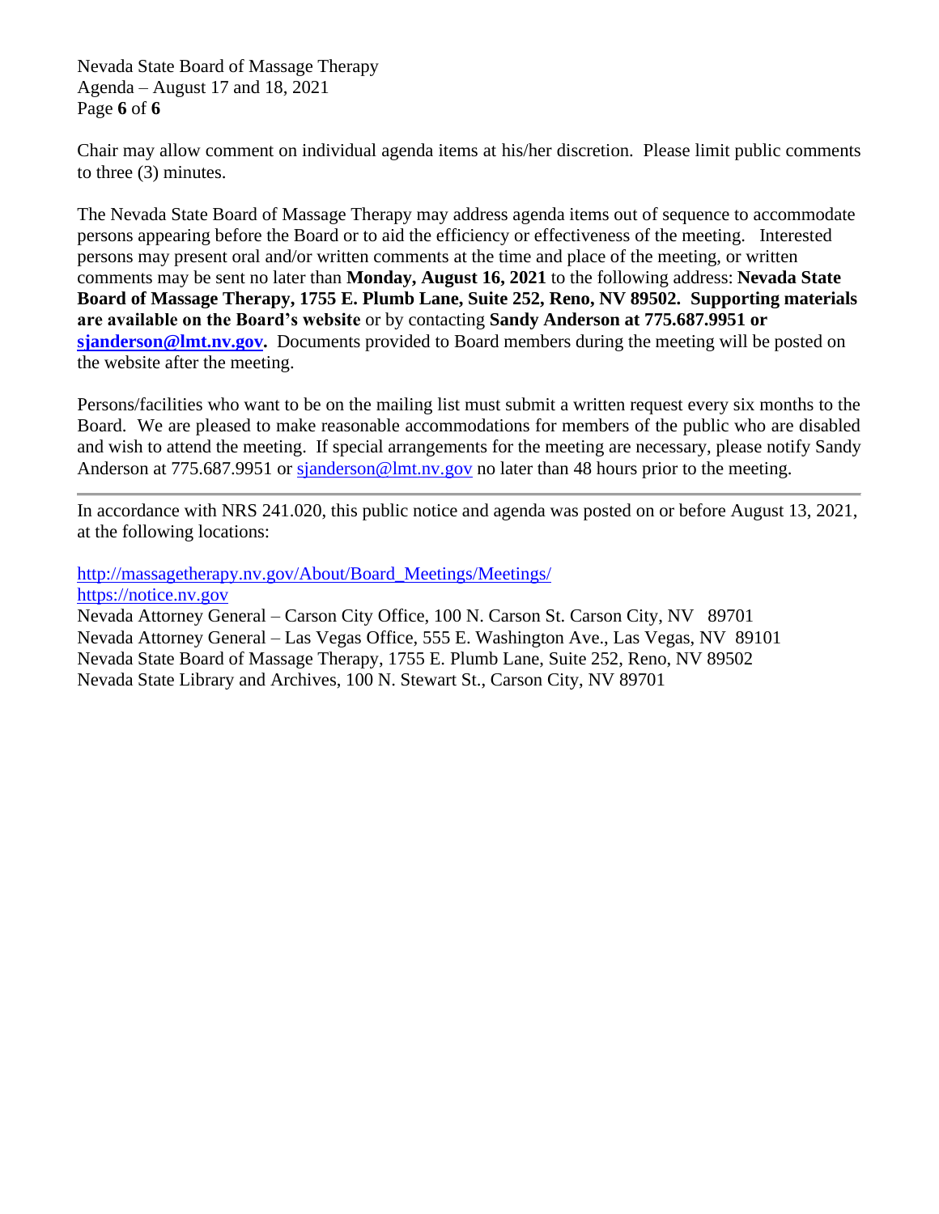Chair may allow comment on individual agenda items at his/her discretion. Please limit public comments to three (3) minutes.

The Nevada State Board of Massage Therapy may address agenda items out of sequence to accommodate persons appearing before the Board or to aid the efficiency or effectiveness of the meeting. Interested persons may present oral and/or written comments at the time and place of the meeting, or written comments may be sent no later than **Monday, August 16, 2021** to the following address: **Nevada State Board of Massage Therapy, 1755 E. Plumb Lane, Suite 252, Reno, NV 89502. Supporting materials are available on the Board's website** or by contacting **Sandy Anderson at 775.687.9951 or [sjanderson@lmt.nv.gov](mailto:sjanderson@lmt.nv.gov).** Documents provided to Board members during the meeting will be posted on the website after the meeting.

Persons/facilities who want to be on the mailing list must submit a written request every six months to the Board. We are pleased to make reasonable accommodations for members of the public who are disabled and wish to attend the meeting. If special arrangements for the meeting are necessary, please notify Sandy Anderson at 775.687.9951 or [sjanderson@lmt.nv.gov](mailto:sjanderson@lmt.nv.gov) no later than 48 hours prior to the meeting.

---

In accordance with NRS 241.020, this public notice and agenda was posted on or before August 13, 2021, at the following locations:

http://massagetherapy.nv.gov/About/Board_Meetings/Meetings/
https://notice.nv.gov
Nevada Attorney General – Carson City Office, 100 N. Carson St. Carson City, NV 89701
Nevada Attorney General – Las Vegas Office, 555 E. Washington Ave., Las Vegas, NV 89101
Nevada State Board of Massage Therapy, 1755 E. Plumb Lane, Suite 252, Reno, NV 89502
Nevada State Library and Archives, 100 N. Stewart St., Carson City, NV 89701